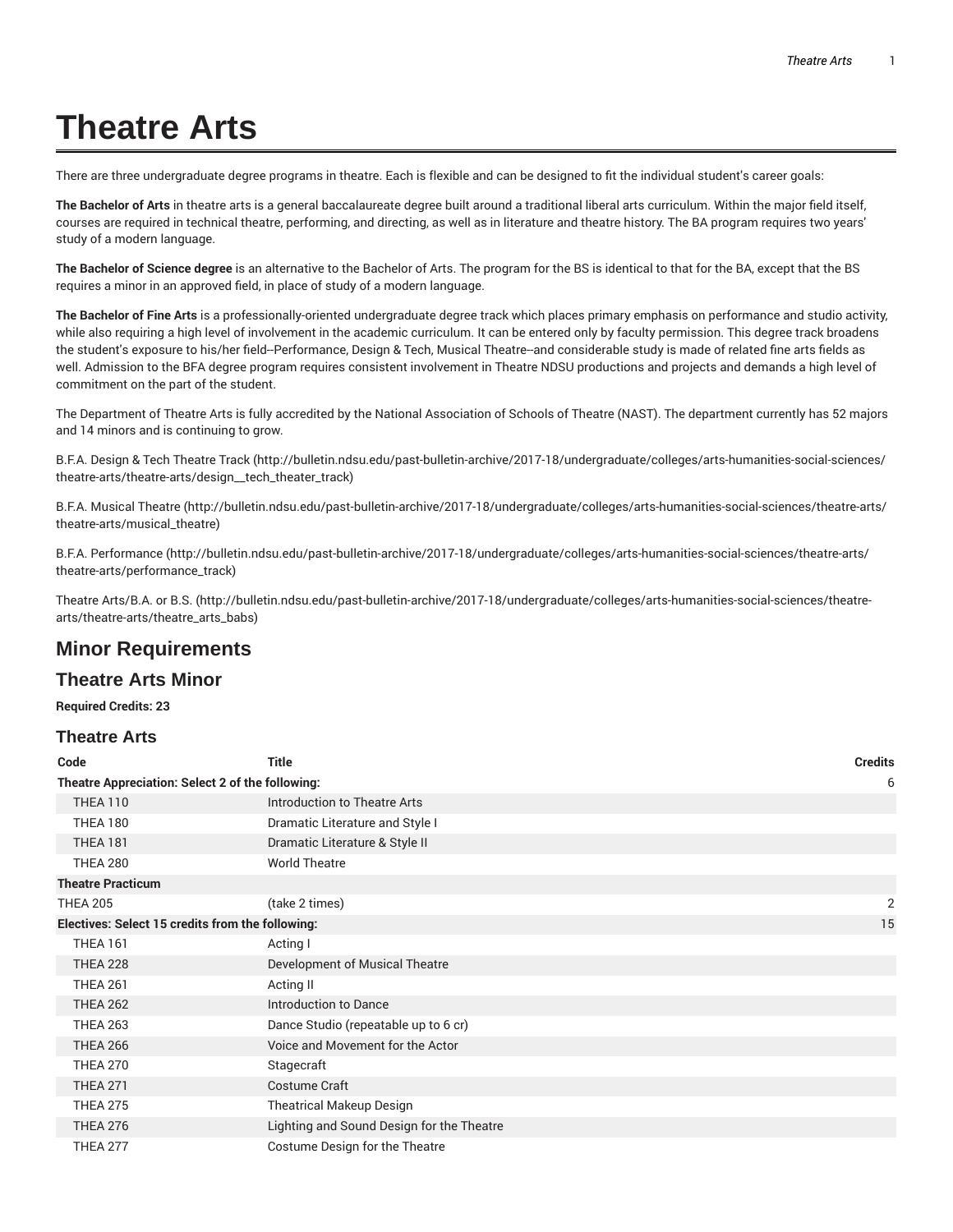# Theatre Arts

There are three undergraduate degree programs in theatre. Each is flexible and can be designed to fit the individual student's career goals:

**The Bachelor of Arts** in theatre arts is a general baccalaureate degree built around a traditional liberal arts curriculum. Within the major field itself, courses are required in technical theatre, performing, and directing, as well as in literature and theatre history. The BA program requires two years' study of a modern language.

**The Bachelor of Science degree** is an alternative to the Bachelor of Arts. The program for the BS is identical to that for the BA, except that the BS requires a minor in an approved field, in place of study of a modern language.

**The Bachelor of Fine Arts** is a professionally-oriented undergraduate degree track which places primary emphasis on performance and studio activity, while also requiring a high level of involvement in the academic curriculum. It can be entered only by faculty permission. This degree track broadens the student's exposure to his/her field--Performance, Design & Tech, Musical Theatre--and considerable study is made of related fine arts fields as well. Admission to the BFA degree program requires consistent involvement in Theatre NDSU productions and projects and demands a high level of commitment on the part of the student.

The Department of Theatre Arts is fully accredited by the National Association of Schools of Theatre (NAST). The department currently has 52 majors and 14 minors and is continuing to grow.

B.F.A. Design & Tech Theatre Track (http://bulletin.ndsu.edu/past-bulletin-archive/2017-18/undergraduate/colleges/arts-humanities-social-sciences/theatre-arts/theatre-arts/design__tech_theater_track)

B.F.A. Musical Theatre (http://bulletin.ndsu.edu/past-bulletin-archive/2017-18/undergraduate/colleges/arts-humanities-social-sciences/theatre-arts/theatre-arts/musical_theatre)

B.F.A. Performance (http://bulletin.ndsu.edu/past-bulletin-archive/2017-18/undergraduate/colleges/arts-humanities-social-sciences/theatre-arts/theatre-arts/performance_track)

Theatre Arts/B.A. or B.S. (http://bulletin.ndsu.edu/past-bulletin-archive/2017-18/undergraduate/colleges/arts-humanities-social-sciences/theatre-arts/theatre-arts/theatre_arts_babs)

## Minor Requirements

## Theatre Arts Minor

**Required Credits: 23**

### Theatre Arts

| Code | Title | Credits |
|---|---|---|
| **Theatre Appreciation: Select 2 of the following:** | | 6 |
| THEA 110 | Introduction to Theatre Arts | |
| THEA 180 | Dramatic Literature and Style I | |
| THEA 181 | Dramatic Literature & Style II | |
| THEA 280 | World Theatre | |
| **Theatre Practicum** | | |
| THEA 205 | (take 2 times) | 2 |
| **Electives: Select 15 credits from the following:** | | 15 |
| THEA 161 | Acting I | |
| THEA 228 | Development of Musical Theatre | |
| THEA 261 | Acting II | |
| THEA 262 | Introduction to Dance | |
| THEA 263 | Dance Studio (repeatable up to 6 cr) | |
| THEA 266 | Voice and Movement for the Actor | |
| THEA 270 | Stagecraft | |
| THEA 271 | Costume Craft | |
| THEA 275 | Theatrical Makeup Design | |
| THEA 276 | Lighting and Sound Design for the Theatre | |
| THEA 277 | Costume Design for the Theatre | |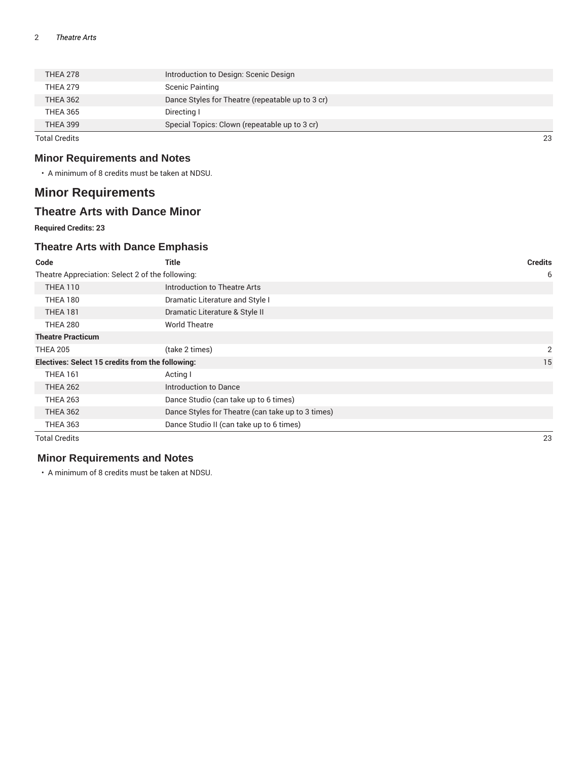| | | |
|---|---|---|
| THEA 278 | Introduction to Design: Scenic Design | |
| THEA 279 | Scenic Painting | |
| THEA 362 | Dance Styles for Theatre (repeatable up to 3 cr) | |
| THEA 365 | Directing I | |
| THEA 399 | Special Topics: Clown (repeatable up to 3 cr) | |
| Total Credits | | 23 |

### Minor Requirements and Notes

- A minimum of 8 credits must be taken at NDSU.

## Minor Requirements

## Theatre Arts with Dance Minor

**Required Credits: 23**

### Theatre Arts with Dance Emphasis

| Code | Title | Credits |
|---|---|---|
| Theatre Appreciation: Select 2 of the following: | | 6 |
| THEA 110 | Introduction to Theatre Arts | |
| THEA 180 | Dramatic Literature and Style I | |
| THEA 181 | Dramatic Literature & Style II | |
| THEA 280 | World Theatre | |
| **Theatre Practicum** | | |
| THEA 205 | (take 2 times) | 2 |
| **Electives: Select 15 credits from the following:** | | 15 |
| THEA 161 | Acting I | |
| THEA 262 | Introduction to Dance | |
| THEA 263 | Dance Studio (can take up to 6 times) | |
| THEA 362 | Dance Styles for Theatre (can take up to 3 times) | |
| THEA 363 | Dance Studio II (can take up to 6 times) | |
| Total Credits | | 23 |

### Minor Requirements and Notes

- A minimum of 8 credits must be taken at NDSU.